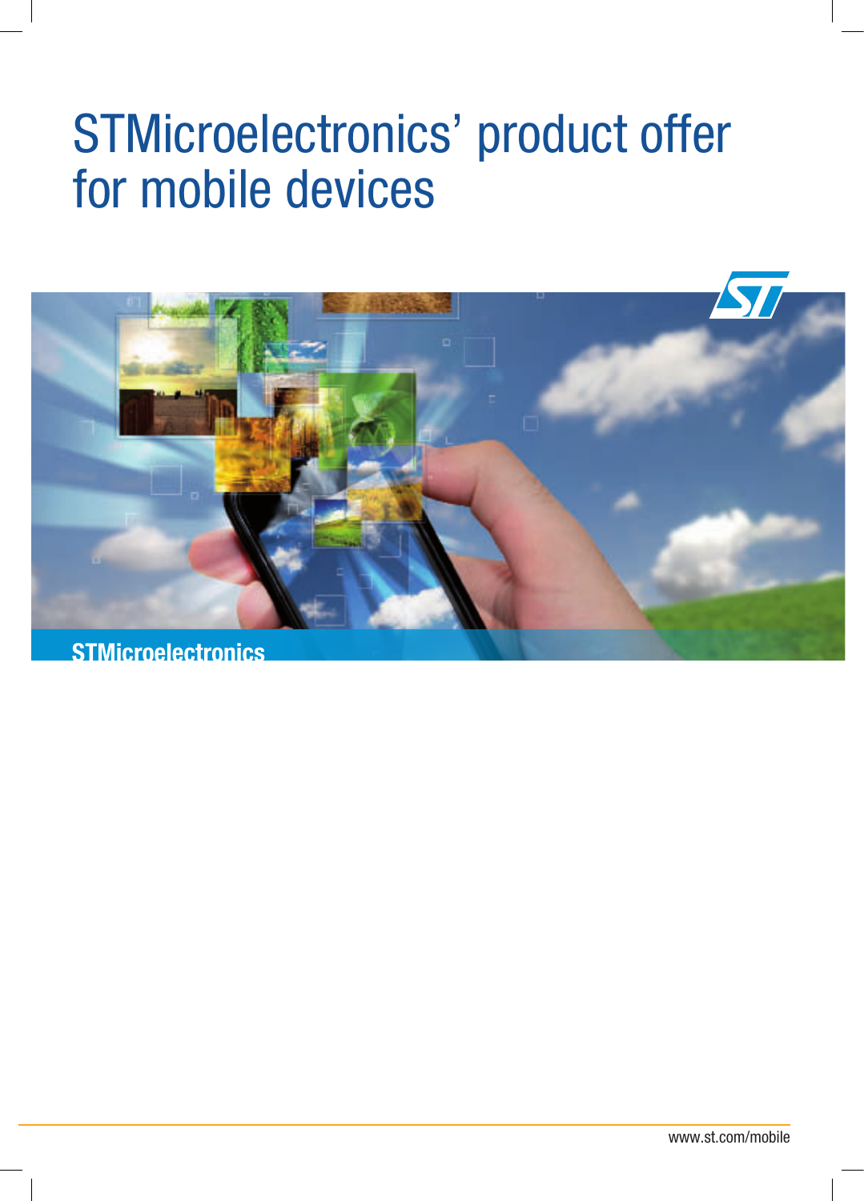# STMicroelectronics' product offer for mobile devices

STMicroelectronics

www.st.com/mobile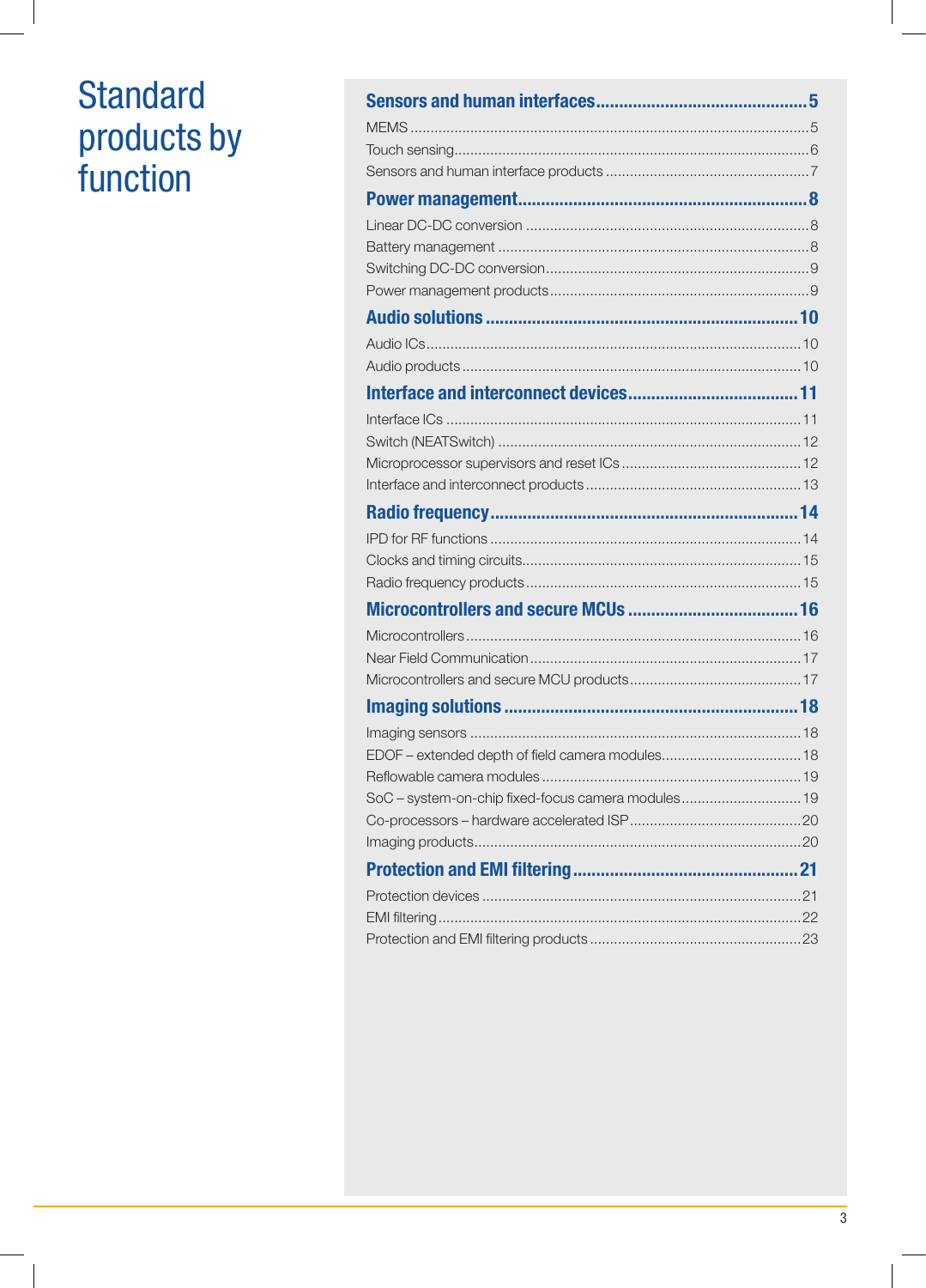# Standard products by function

**Sensors and human interfaces** ....... 5

- MEMS ....... 5
- Touch sensing ....... 6
- Sensors and human interface products ....... 7

**Power management** ....... 8

- Linear DC-DC conversion ....... 8
- Battery management ....... 8
- Switching DC-DC conversion ....... 9
- Power management products ....... 9

**Audio solutions** ....... 10

- Audio ICs ....... 10
- Audio products ....... 10

**Interface and interconnect devices** ....... 11

- Interface ICs ....... 11
- Switch (NEATSwitch) ....... 12
- Microprocessor supervisors and reset ICs ....... 12
- Interface and interconnect products ....... 13

**Radio frequency** ....... 14

- IPD for RF functions ....... 14
- Clocks and timing circuits ....... 15
- Radio frequency products ....... 15

**Microcontrollers and secure MCUs** ....... 16

- Microcontrollers ....... 16
- Near Field Communication ....... 17
- Microcontrollers and secure MCU products ....... 17

**Imaging solutions** ....... 18

- Imaging sensors ....... 18
- EDOF – extended depth of field camera modules ....... 18
- Reflowable camera modules ....... 19
- SoC – system-on-chip fixed-focus camera modules ....... 19
- Co-processors – hardware accelerated ISP ....... 20
- Imaging products ....... 20

**Protection and EMI filtering** ....... 21

- Protection devices ....... 21
- EMI filtering ....... 22
- Protection and EMI filtering products ....... 23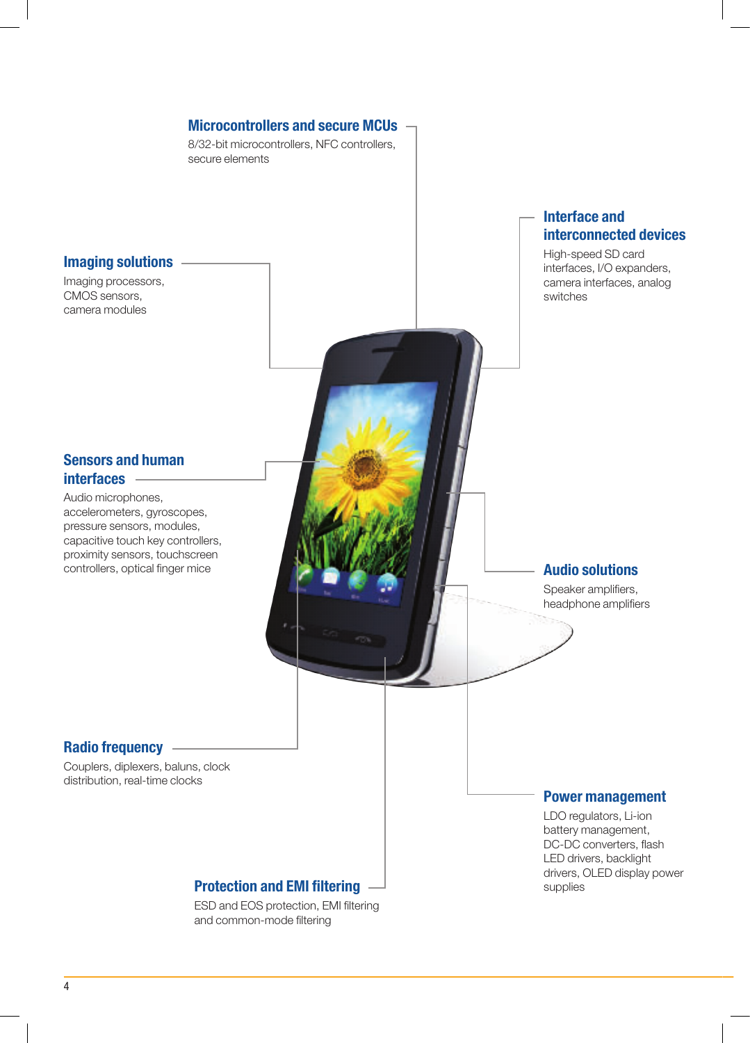## Microcontrollers and secure MCUs

8/32-bit microcontrollers, NFC controllers, secure elements

## Interface and interconnected devices

High-speed SD card interfaces, I/O expanders, camera interfaces, analog switches

## Imaging solutions

Imaging processors, CMOS sensors, camera modules

## Sensors and human interfaces

Audio microphones, accelerometers, gyroscopes, pressure sensors, modules, capacitive touch key controllers, proximity sensors, touchscreen controllers, optical finger mice

## Audio solutions

Speaker amplifiers, headphone amplifiers

## Radio frequency

Couplers, diplexers, baluns, clock distribution, real-time clocks

## Power management

LDO regulators, Li-ion battery management, DC-DC converters, flash LED drivers, backlight drivers, OLED display power supplies

## Protection and EMI filtering

ESD and EOS protection, EMI filtering and common-mode filtering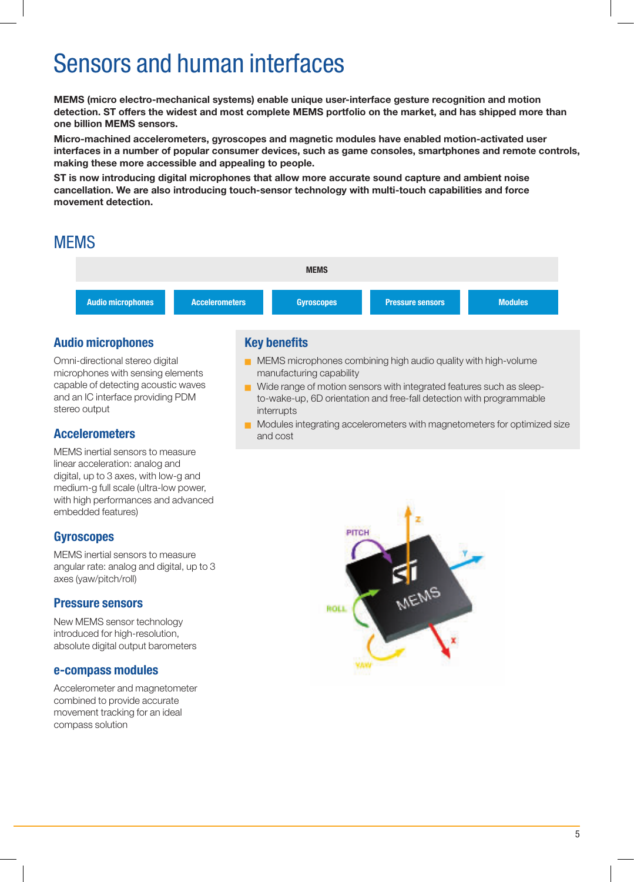# Sensors and human interfaces

**MEMS (micro electro-mechanical systems) enable unique user-interface gesture recognition and motion detection. ST offers the widest and most complete MEMS portfolio on the market, and has shipped more than one billion MEMS sensors.**

**Micro-machined accelerometers, gyroscopes and magnetic modules have enabled motion-activated user interfaces in a number of popular consumer devices, such as game consoles, smartphones and remote controls, making these more accessible and appealing to people.**

**ST is now introducing digital microphones that allow more accurate sound capture and ambient noise cancellation. We are also introducing touch-sensor technology with multi-touch capabilities and force movement detection.**

## MEMS

MEMS

Audio microphones | Accelerometers | Gyroscopes | Pressure sensors | Modules

### Audio microphones

Omni-directional stereo digital microphones with sensing elements capable of detecting acoustic waves and an IC interface providing PDM stereo output

### Accelerometers

MEMS inertial sensors to measure linear acceleration: analog and digital, up to 3 axes, with low-g and medium-g full scale (ultra-low power, with high performances and advanced embedded features)

### Gyroscopes

MEMS inertial sensors to measure angular rate: analog and digital, up to 3 axes (yaw/pitch/roll)

### Pressure sensors

New MEMS sensor technology introduced for high-resolution, absolute digital output barometers

### e-compass modules

Accelerometer and magnetometer combined to provide accurate movement tracking for an ideal compass solution

### Key benefits

- MEMS microphones combining high audio quality with high-volume manufacturing capability
- Wide range of motion sensors with integrated features such as sleep-to-wake-up, 6D orientation and free-fall detection with programmable interrupts
- Modules integrating accelerometers with magnetometers for optimized size and cost

PITCH
Z
Y
ROLL
MEMS
X
YAW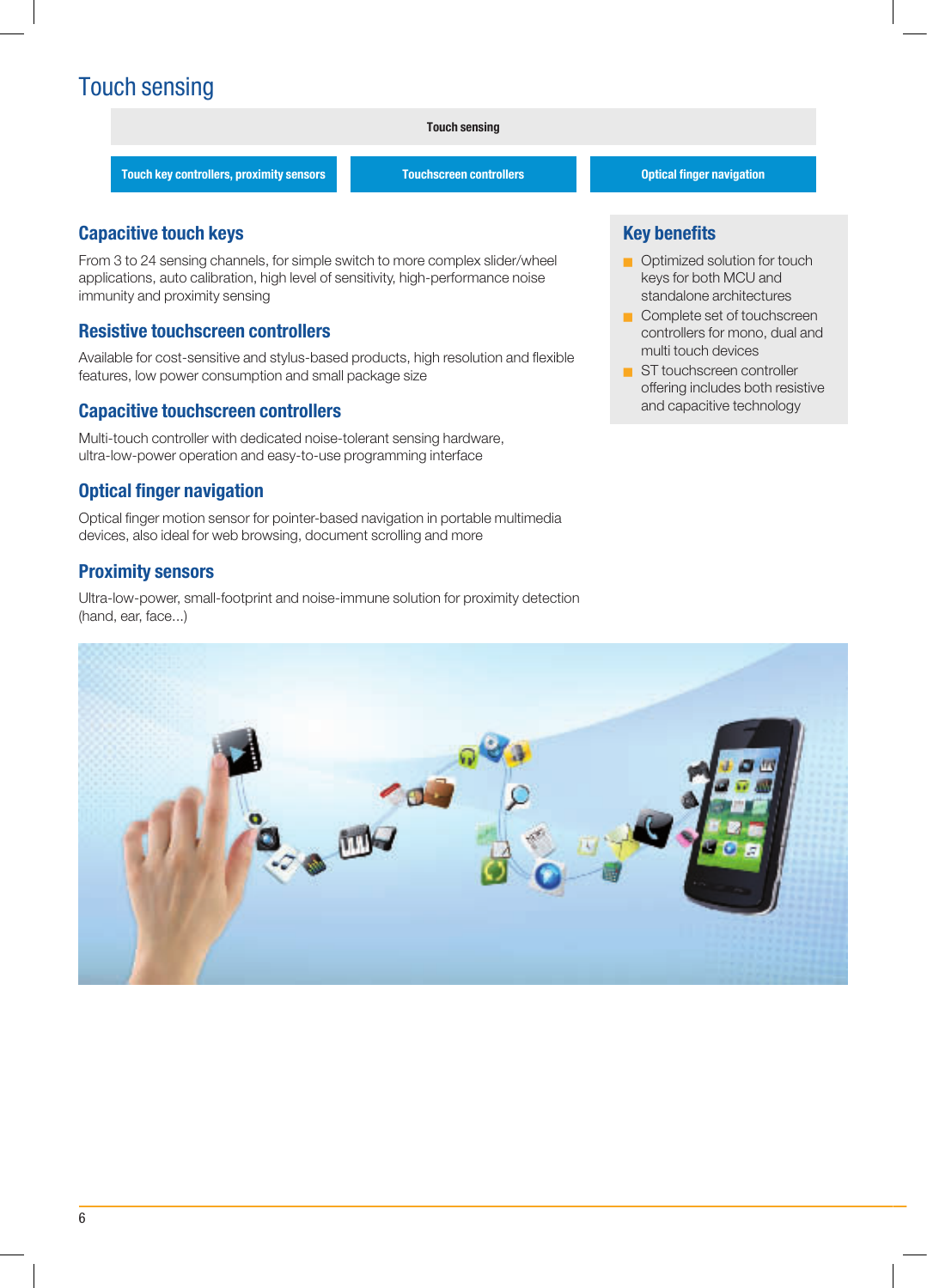# Touch sensing

| Touch sensing | | |
|---|---|---|
| Touch key controllers, proximity sensors | Touchscreen controllers | Optical finger navigation |

## Capacitive touch keys

From 3 to 24 sensing channels, for simple switch to more complex slider/wheel applications, auto calibration, high level of sensitivity, high-performance noise immunity and proximity sensing

## Resistive touchscreen controllers

Available for cost-sensitive and stylus-based products, high resolution and flexible features, low power consumption and small package size

## Capacitive touchscreen controllers

Multi-touch controller with dedicated noise-tolerant sensing hardware, ultra-low-power operation and easy-to-use programming interface

## Optical finger navigation

Optical finger motion sensor for pointer-based navigation in portable multimedia devices, also ideal for web browsing, document scrolling and more

## Proximity sensors

Ultra-low-power, small-footprint and noise-immune solution for proximity detection (hand, ear, face...)

## Key benefits

- Optimized solution for touch keys for both MCU and standalone architectures
- Complete set of touchscreen controllers for mono, dual and multi touch devices
- ST touchscreen controller offering includes both resistive and capacitive technology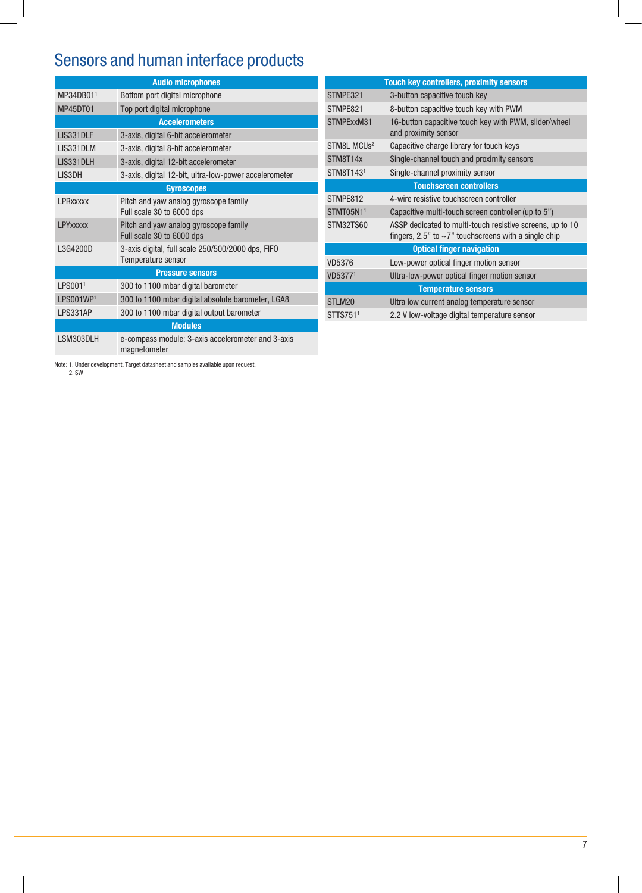# Sensors and human interface products

| Audio microphones | |
|---|---|
| MP34DB01[1] | Bottom port digital microphone |
| MP45DT01 | Top port digital microphone |
| **Accelerometers** | |
| LIS331DLF | 3-axis, digital 6-bit accelerometer |
| LIS331DLM | 3-axis, digital 8-bit accelerometer |
| LIS331DLH | 3-axis, digital 12-bit accelerometer |
| LIS3DH | 3-axis, digital 12-bit, ultra-low-power accelerometer |
| **Gyroscopes** | |
| LPRxxxxx | Pitch and yaw analog gyroscope family Full scale 30 to 6000 dps |
| LPYxxxxx | Pitch and yaw analog gyroscope family Full scale 30 to 6000 dps |
| L3G4200D | 3-axis digital, full scale 250/500/2000 dps, FIFO Temperature sensor |
| **Pressure sensors** | |
| LPS001[1] | 300 to 1100 mbar digital barometer |
| LPS001WP[1] | 300 to 1100 mbar digital absolute barometer, LGA8 |
| LPS331AP | 300 to 1100 mbar digital output barometer |
| **Modules** | |
| LSM303DLH | e-compass module: 3-axis accelerometer and 3-axis magnetometer |

Note: 1. Under development. Target datasheet and samples available upon request.
2. SW

| Touch key controllers, proximity sensors | |
|---|---|
| STMPE321 | 3-button capacitive touch key |
| STMPE821 | 8-button capacitive touch key with PWM |
| STMPExxM31 | 16-button capacitive touch key with PWM, slider/wheel and proximity sensor |
| STM8L MCUs[2] | Capacitive charge library for touch keys |
| STM8T14x | Single-channel touch and proximity sensors |
| STM8T143[1] | Single-channel proximity sensor |
| **Touchscreen controllers** | |
| STMPE812 | 4-wire resistive touchscreen controller |
| STMT05N1[1] | Capacitive multi-touch screen controller (up to 5") |
| STM32TS60 | ASSP dedicated to multi-touch resistive screens, up to 10 fingers, 2.5" to ~7" touchscreens with a single chip |
| **Optical finger navigation** | |
| VD5376 | Low-power optical finger motion sensor |
| VD5377[1] | Ultra-low-power optical finger motion sensor |
| **Temperature sensors** | |
| STLM20 | Ultra low current analog temperature sensor |
| STTS751[1] | 2.2 V low-voltage digital temperature sensor |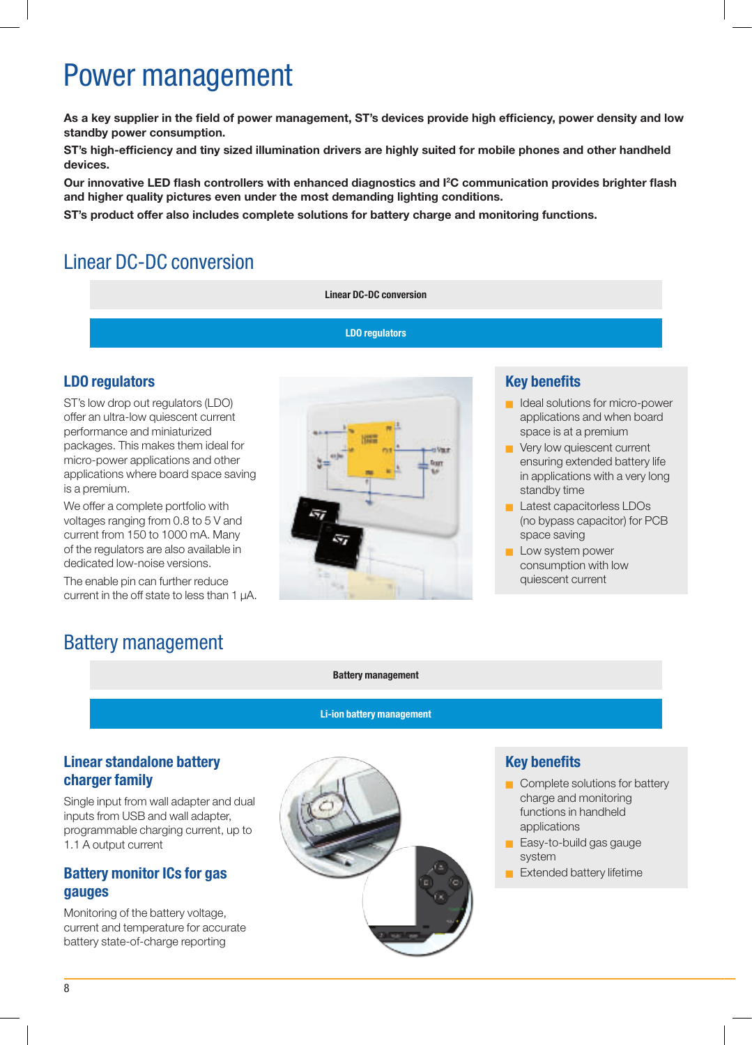# Power management

**As a key supplier in the field of power management, ST's devices provide high efficiency, power density and low standby power consumption.**

**ST's high-efficiency and tiny sized illumination drivers are highly suited for mobile phones and other handheld devices.**

**Our innovative LED flash controllers with enhanced diagnostics and I²C communication provides brighter flash and higher quality pictures even under the most demanding lighting conditions.**

**ST's product offer also includes complete solutions for battery charge and monitoring functions.**

## Linear DC-DC conversion

**Linear DC-DC conversion**

**LDO regulators**

### LDO regulators

ST's low drop out regulators (LDO) offer an ultra-low quiescent current performance and miniaturized packages. This makes them ideal for micro-power applications and other applications where board space saving is a premium.

We offer a complete portfolio with voltages ranging from 0.8 to 5 V and current from 150 to 1000 mA. Many of the regulators are also available in dedicated low-noise versions.

The enable pin can further reduce current in the off state to less than 1 µA.

### Key benefits

- Ideal solutions for micro-power applications and when board space is at a premium
- Very low quiescent current ensuring extended battery life in applications with a very long standby time
- Latest capacitorless LDOs (no bypass capacitor) for PCB space saving
- Low system power consumption with low quiescent current

## Battery management

**Battery management**

**Li-ion battery management**

### Linear standalone battery charger family

Single input from wall adapter and dual inputs from USB and wall adapter, programmable charging current, up to 1.1 A output current

### Battery monitor ICs for gas gauges

Monitoring of the battery voltage, current and temperature for accurate battery state-of-charge reporting

### Key benefits

- Complete solutions for battery charge and monitoring functions in handheld applications
- Easy-to-build gas gauge system
- Extended battery lifetime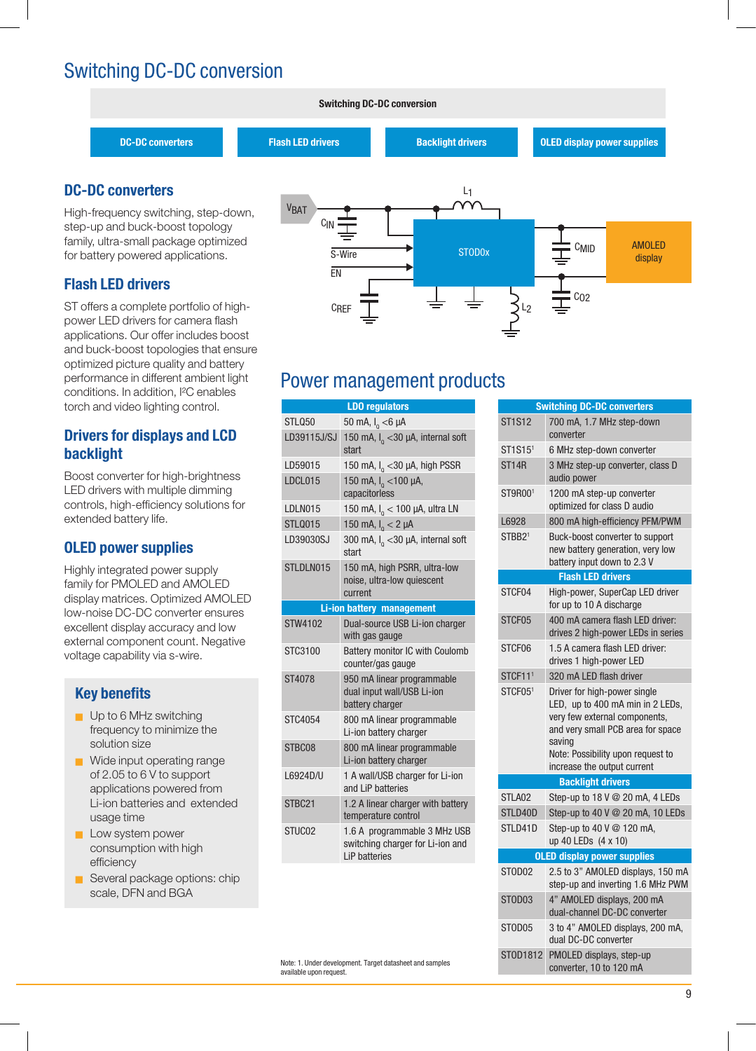# Switching DC-DC conversion

Switching DC-DC conversion

DC-DC converters | Flash LED drivers | Backlight drivers | OLED display power supplies

## DC-DC converters

High-frequency switching, step-down, step-up and buck-boost topology family, ultra-small package optimized for battery powered applications.

## Flash LED drivers

ST offers a complete portfolio of high-power LED drivers for camera flash applications. Our offer includes boost and buck-boost topologies that ensure optimized picture quality and battery performance in different ambient light conditions. In addition, I²C enables torch and video lighting control.

## Drivers for displays and LCD backlight

Boost converter for high-brightness LED drivers with multiple dimming controls, high-efficiency solutions for extended battery life.

## OLED power supplies

Highly integrated power supply family for PMOLED and AMOLED display matrices. Optimized AMOLED low-noise DC-DC converter ensures excellent display accuracy and low external component count. Negative voltage capability via s-wire.

VBAT
CIN
S-Wire
EN
CREF
L1
STODOx
L2
CMID
CO2
AMOLED display

### Key benefits

- Up to 6 MHz switching frequency to minimize the solution size
- Wide input operating range of 2.05 to 6 V to support applications powered from Li-ion batteries and extended usage time
- Low system power consumption with high efficiency
- Several package options: chip scale, DFN and BGA

# Power management products

| LDO regulators | |
|---|---|
| STLQ50 | 50 mA, $I_q$ <6 µA |
| LD39115J/SJ | 150 mA, $I_q$ <30 µA, internal soft start |
| LD59015 | 150 mA, $I_q$ <30 µA, high PSSR |
| LDCL015 | 150 mA, $I_q$ <100 µA, capacitorless |
| LDLN015 | 150 mA, $I_q$ < 100 µA, ultra LN |
| STLQ015 | 150 mA, $I_q$ < 2 µA |
| LD39030SJ | 300 mA, $I_q$ <30 µA, internal soft start |
| STLDLN015 | 150 mA, high PSRR, ultra-low noise, ultra-low quiescent current |
| **Li-ion battery management** | |
| STW4102 | Dual-source USB Li-ion charger with gas gauge |
| STC3100 | Battery monitor IC with Coulomb counter/gas gauge |
| ST4078 | 950 mA linear programmable dual input wall/USB Li-ion battery charger |
| STC4054 | 800 mA linear programmable Li-ion battery charger |
| STBC08 | 800 mA linear programmable Li-ion battery charger |
| L6924D/U | 1 A wall/USB charger for Li-ion and LiP batteries |
| STBC21 | 1.2 A linear charger with battery temperature control |
| STUC02 | 1.6 A programmable 3 MHz USB switching charger for Li-ion and LiP batteries |

| Switching DC-DC converters | |
|---|---|
| ST1S12 | 700 mA, 1.7 MHz step-down converter |
| ST1S15[1] | 6 MHz step-down converter |
| ST14R | 3 MHz step-up converter, class D audio power |
| ST9R00[1] | 1200 mA step-up converter optimized for class D audio |
| L6928 | 800 mA high-efficiency PFM/PWM |
| STBB2[1] | Buck-boost converter to support new battery generation, very low battery input down to 2.3 V |
| **Flash LED drivers** | |
| STCF04 | High-power, SuperCap LED driver for up to 10 A discharge |
| STCF05 | 400 mA camera flash LED driver: drives 2 high-power LEDs in series |
| STCF06 | 1.5 A camera flash LED driver: drives 1 high-power LED |
| STCF11[1] | 320 mA LED flash driver |
| STCF05[1] | Driver for high-power single LED, up to 400 mA min in 2 LEDs, very few external components, and very small PCB area for space saving<br>Note: Possibility upon request to increase the output current |
| **Backlight drivers** | |
| STLA02 | Step-up to 18 V @ 20 mA, 4 LEDs |
| STLD40D | Step-up to 40 V @ 20 mA, 10 LEDs |
| STLD41D | Step-up to 40 V @ 120 mA, up 40 LEDs (4 x 10) |
| **OLED display power supplies** | |
| STOD02 | 2.5 to 3" AMOLED displays, 150 mA step-up and inverting 1.6 MHz PWM |
| STOD03 | 4" AMOLED displays, 200 mA dual-channel DC-DC converter |
| STOD05 | 3 to 4" AMOLED displays, 200 mA, dual DC-DC converter |
| STOD1812 | PMOLED displays, step-up converter, 10 to 120 mA |

Note: 1. Under development. Target datasheet and samples available upon request.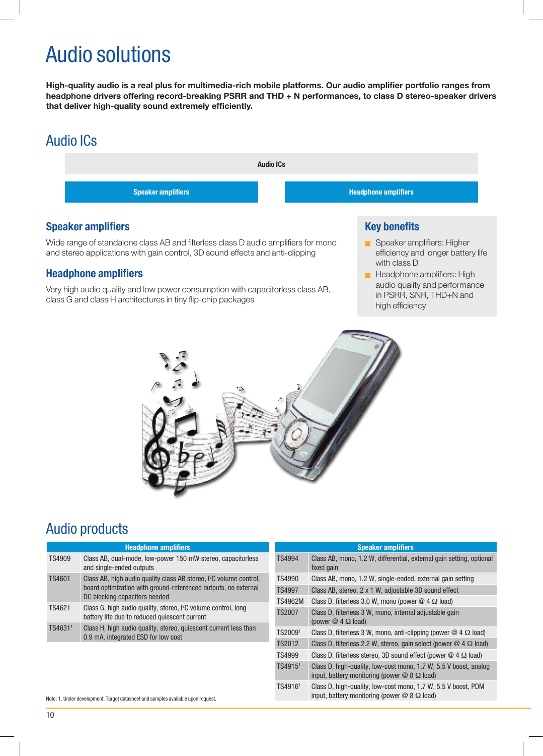# Audio solutions

**High-quality audio is a real plus for multimedia-rich mobile platforms. Our audio amplifier portfolio ranges from headphone drivers offering record-breaking PSRR and THD + N performances, to class D stereo-speaker drivers that deliver high-quality sound extremely efficiently.**

## Audio ICs

Audio ICs

- Speaker amplifiers
- Headphone amplifiers

### Speaker amplifiers

Wide range of standalone class AB and filterless class D audio amplifiers for mono and stereo applications with gain control, 3D sound effects and anti-clipping

### Headphone amplifiers

Very high audio quality and low power consumption with capacitorless class AB, class G and class H architectures in tiny flip-chip packages

### Key benefits

- Speaker amplifiers: Higher efficiency and longer battery life with class D
- Headphone amplifiers: High audio quality and performance in PSRR, SNR, THD+N and high efficiency

## Audio products

| Headphone amplifiers | |
|---|---|
| TS4909 | Class AB, dual-mode, low-power 150 mW stereo, capacitorless and single-ended outputs |
| TS4601 | Class AB, high audio quality class AB stereo, I²C volume control, board optimization with ground-referenced outputs, no external DC blocking capacitors needed |
| TS4621 | Class G, high audio quality, stereo, I²C volume control, long battery life due to reduced quiescent current |
| TS4631[1] | Class H, high audio quality, stereo, quiescent current less than 0.9 mA, integrated ESD for low cost |

| Speaker amplifiers | |
|---|---|
| TS4994 | Class AB, mono, 1.2 W, differential, external gain setting, optional fixed gain |
| TS4990 | Class AB, mono, 1.2 W, single-ended, external gain setting |
| TS4997 | Class AB, stereo, 2 x 1 W, adjustable 3D sound effect |
| TS4962M | Class D, filterless 3.0 W, mono (power @ 4 Ω load) |
| TS2007 | Class D, filterless 3 W, mono, internal adjustable gain (power @ 4 Ω load) |
| TS2009[1] | Class D, filterless 3 W, mono, anti-clipping (power @ 4 Ω load) |
| TS2012 | Class D, filterless 2.2 W, stereo, gain select (power @ 4 Ω load) |
| TS4999 | Class D, filterless stereo, 3D sound effect (power @ 4 Ω load) |
| TS4915[1] | Class D, high-quality, low-cost mono, 1.7 W, 5.5 V boost, analog input, battery monitoring (power @ 8 Ω load) |
| TS4916[1] | Class D, high-quality, low-cost mono, 1.7 W, 5.5 V boost, PDM input, battery monitoring (power @ 8 Ω load) |

Note: 1. Under development. Target datasheet and samples available upon request.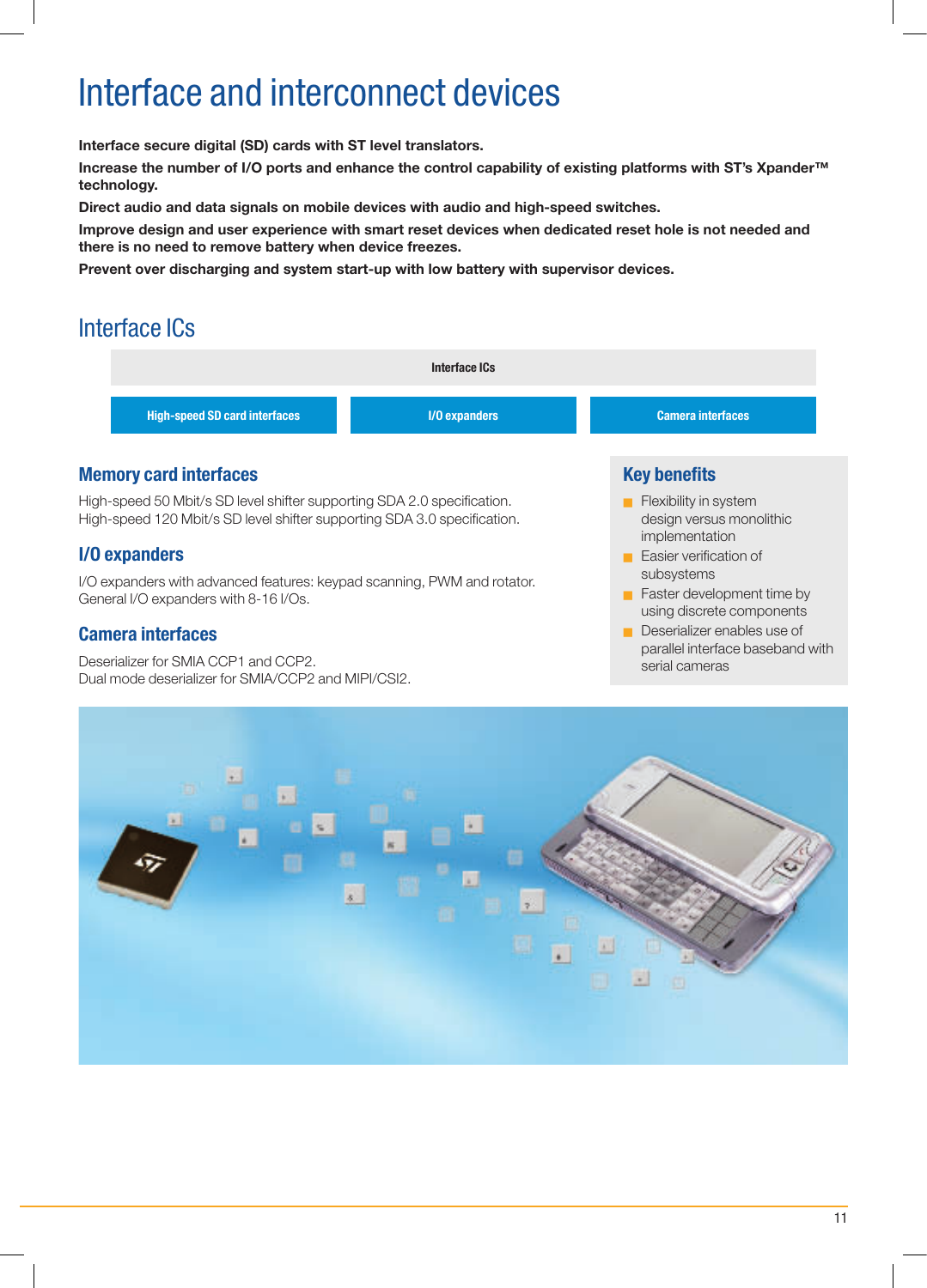# Interface and interconnect devices

**Interface secure digital (SD) cards with ST level translators.**

**Increase the number of I/O ports and enhance the control capability of existing platforms with ST's Xpander™ technology.**

**Direct audio and data signals on mobile devices with audio and high-speed switches.**

**Improve design and user experience with smart reset devices when dedicated reset hole is not needed and there is no need to remove battery when device freezes.**

**Prevent over discharging and system start-up with low battery with supervisor devices.**

## Interface ICs

Interface ICs

High-speed SD card interfaces

I/O expanders

Camera interfaces

### Memory card interfaces

High-speed 50 Mbit/s SD level shifter supporting SDA 2.0 specification.
High-speed 120 Mbit/s SD level shifter supporting SDA 3.0 specification.

### I/O expanders

I/O expanders with advanced features: keypad scanning, PWM and rotator.
General I/O expanders with 8-16 I/Os.

### Camera interfaces

Deserializer for SMIA CCP1 and CCP2.
Dual mode deserializer for SMIA/CCP2 and MIPI/CSI2.

### Key benefits

- Flexibility in system design versus monolithic implementation
- Easier verification of subsystems
- Faster development time by using discrete components
- Deserializer enables use of parallel interface baseband with serial cameras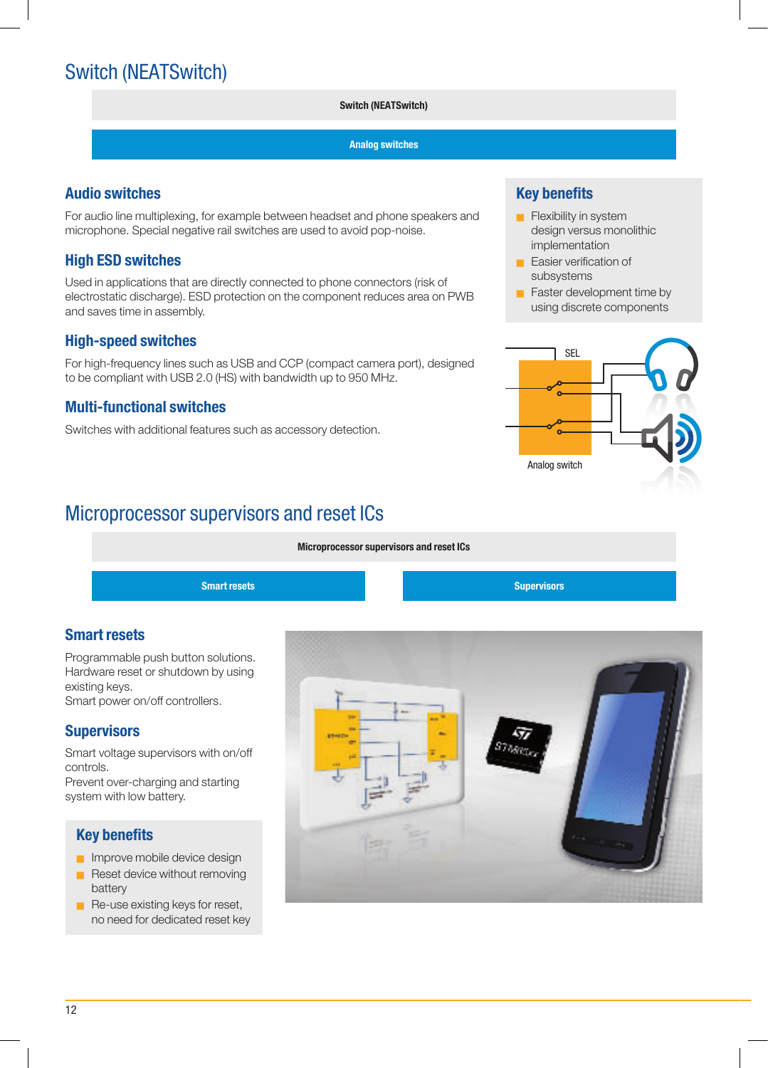# Switch (NEATSwitch)

Switch (NEATSwitch)

Analog switches

### Audio switches

For audio line multiplexing, for example between headset and phone speakers and microphone. Special negative rail switches are used to avoid pop-noise.

### High ESD switches

Used in applications that are directly connected to phone connectors (risk of electrostatic discharge). ESD protection on the component reduces area on PWB and saves time in assembly.

### High-speed switches

For high-frequency lines such as USB and CCP (compact camera port), designed to be compliant with USB 2.0 (HS) with bandwidth up to 950 MHz.

### Multi-functional switches

Switches with additional features such as accessory detection.

### Key benefits

- Flexibility in system design versus monolithic implementation
- Easier verification of subsystems
- Faster development time by using discrete components

SEL

Analog switch

# Microprocessor supervisors and reset ICs

Microprocessor supervisors and reset ICs

Smart resets | Supervisors

### Smart resets

Programmable push button solutions. Hardware reset or shutdown by using existing keys.
Smart power on/off controllers.

### Supervisors

Smart voltage supervisors with on/off controls.
Prevent over-charging and starting system with low battery.

### Key benefits

- Improve mobile device design
- Reset device without removing battery
- Re-use existing keys for reset, no need for dedicated reset key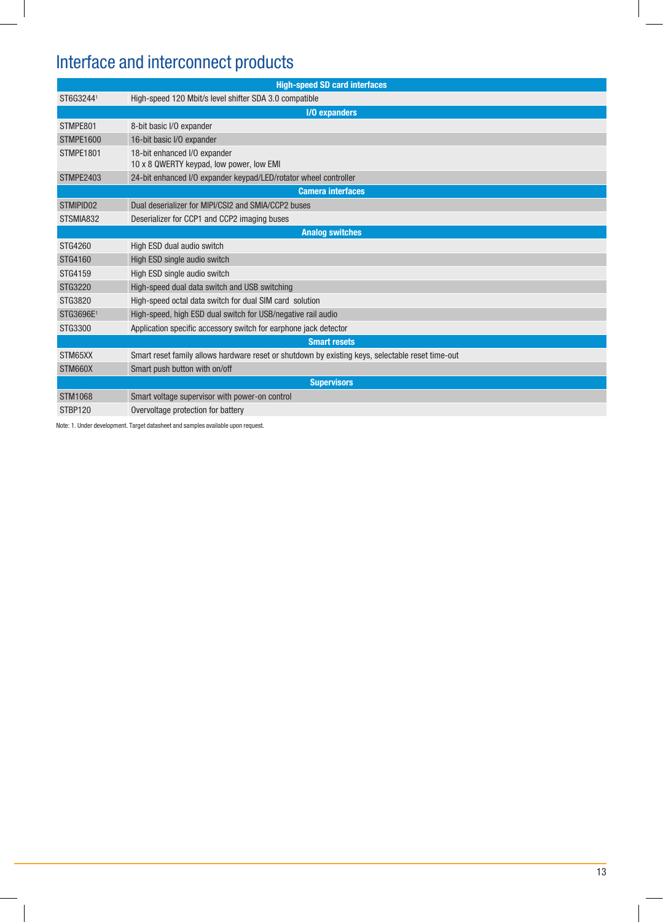# Interface and interconnect products

| | |
|---|---|
| **High-speed SD card interfaces** | |
| ST6G3244[1] | High-speed 120 Mbit/s level shifter SDA 3.0 compatible |
| **I/O expanders** | |
| STMPE801 | 8-bit basic I/O expander |
| STMPE1600 | 16-bit basic I/O expander |
| STMPE1801 | 18-bit enhanced I/O expander<br>10 x 8 QWERTY keypad, low power, low EMI |
| STMPE2403 | 24-bit enhanced I/O expander keypad/LED/rotator wheel controller |
| **Camera interfaces** | |
| STMIPID02 | Dual deserializer for MIPI/CSI2 and SMIA/CCP2 buses |
| STSMIA832 | Deserializer for CCP1 and CCP2 imaging buses |
| **Analog switches** | |
| STG4260 | High ESD dual audio switch |
| STG4160 | High ESD single audio switch |
| STG4159 | High ESD single audio switch |
| STG3220 | High-speed dual data switch and USB switching |
| STG3820 | High-speed octal data switch for dual SIM card solution |
| STG3696E[1] | High-speed, high ESD dual switch for USB/negative rail audio |
| STG3300 | Application specific accessory switch for earphone jack detector |
| **Smart resets** | |
| STM65XX | Smart reset family allows hardware reset or shutdown by existing keys, selectable reset time-out |
| STM660X | Smart push button with on/off |
| **Supervisors** | |
| STM1068 | Smart voltage supervisor with power-on control |
| STBP120 | Overvoltage protection for battery |

Note: 1. Under development. Target datasheet and samples available upon request.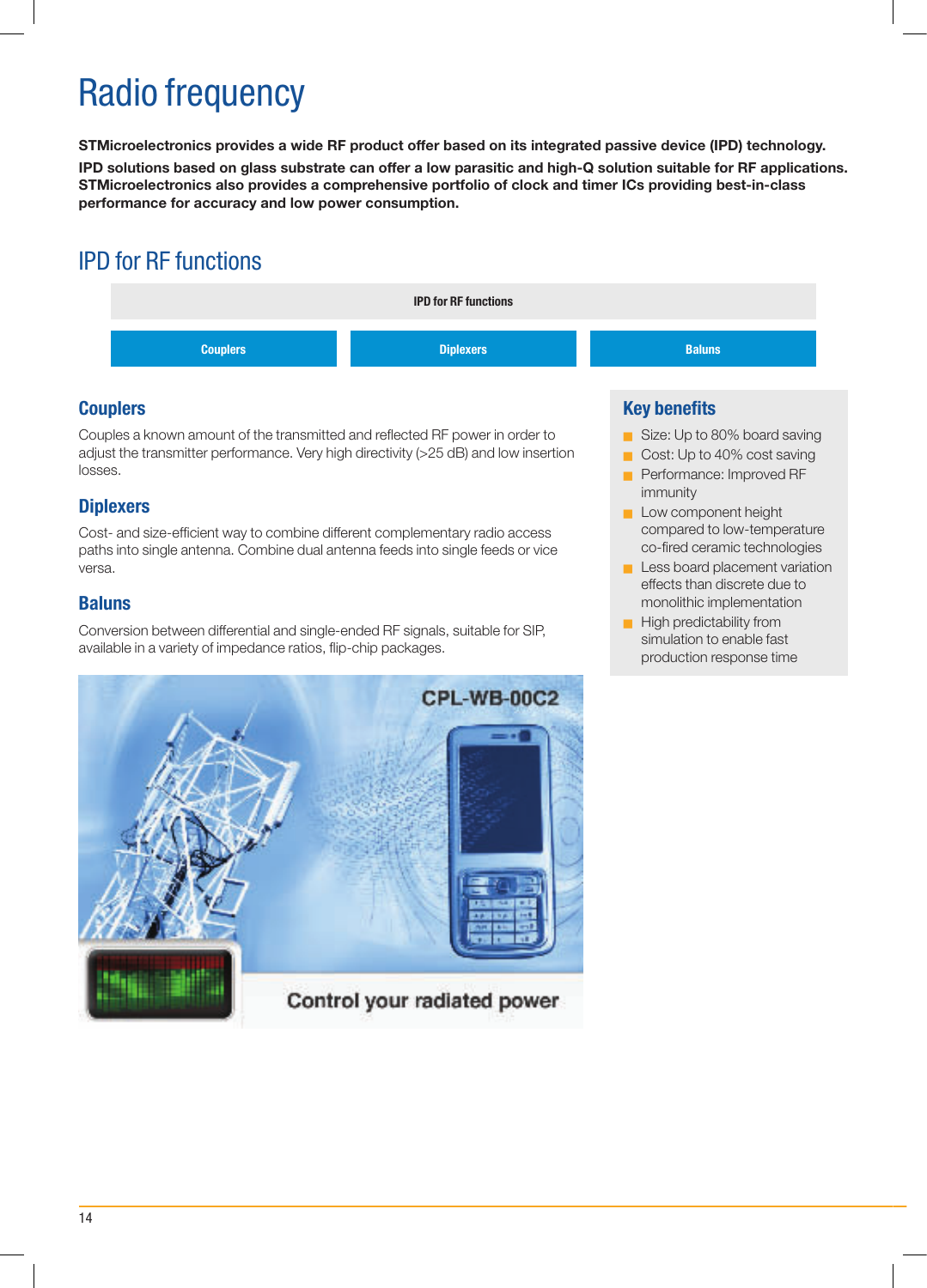# Radio frequency

**STMicroelectronics provides a wide RF product offer based on its integrated passive device (IPD) technology.**

**IPD solutions based on glass substrate can offer a low parasitic and high-Q solution suitable for RF applications. STMicroelectronics also provides a comprehensive portfolio of clock and timer ICs providing best-in-class performance for accuracy and low power consumption.**

## IPD for RF functions

IPD for RF functions

Couplers

Diplexers

Baluns

### Couplers

Couples a known amount of the transmitted and reflected RF power in order to adjust the transmitter performance. Very high directivity (>25 dB) and low insertion losses.

### Diplexers

Cost- and size-efficient way to combine different complementary radio access paths into single antenna. Combine dual antenna feeds into single feeds or vice versa.

### Baluns

Conversion between differential and single-ended RF signals, suitable for SIP, available in a variety of impedance ratios, flip-chip packages.

CPL-WB-00C2

Control your radiated power

### Key benefits

- Size: Up to 80% board saving
- Cost: Up to 40% cost saving
- Performance: Improved RF immunity
- Low component height compared to low-temperature co-fired ceramic technologies
- Less board placement variation effects than discrete due to monolithic implementation
- High predictability from simulation to enable fast production response time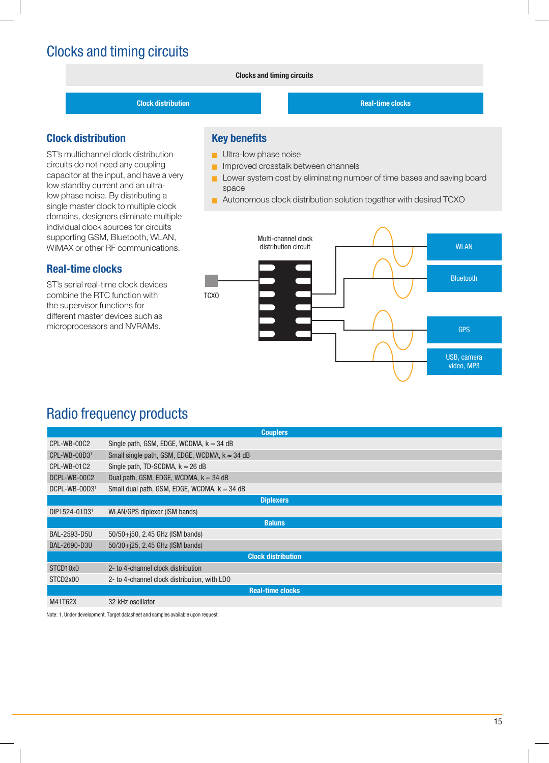# Clocks and timing circuits

Clocks and timing circuits

Clock distribution

Real-time clocks

## Clock distribution

ST's multichannel clock distribution circuits do not need any coupling capacitor at the input, and have a very low standby current and an ultra-low phase noise. By distributing a single master clock to multiple clock domains, designers eliminate multiple individual clock sources for circuits supporting GSM, Bluetooth, WLAN, WiMAX or other RF communications.

## Real-time clocks

ST's serial real-time clock devices combine the RTC function with the supervisor functions for different master devices such as microprocessors and NVRAMs.

## Key benefits

- Ultra-low phase noise
- Improved crosstalk between channels
- Lower system cost by eliminating number of time bases and saving board space
- Autonomous clock distribution solution together with desired TCXO

Multi-channel clock distribution circuit

TCXO

WLAN

Bluetooth

GPS

USB, camera video, MP3

# Radio frequency products

| | |
|---|---|
| **Couplers** | |
| CPL-WB-00C2 | Single path, GSM, EDGE, WCDMA, k ≈ 34 dB |
| CPL-WB-00D3[1] | Small single path, GSM, EDGE, WCDMA, k ≈ 34 dB |
| CPL-WB-01C2 | Single path, TD-SCDMA, k ≈ 26 dB |
| DCPL-WB-00C2 | Dual path, GSM, EDGE, WCDMA, k ≈ 34 dB |
| DCPL-WB-00D3[1] | Small dual path, GSM, EDGE, WCDMA, k ≈ 34 dB |
| **Diplexers** | |
| DIP1524-01D3[1] | WLAN/GPS diplexer (ISM bands) |
| **Baluns** | |
| BAL-2593-D5U | 50/50+j50, 2.45 GHz (ISM bands) |
| BAL-2690-D3U | 50/30+j25, 2.45 GHz (ISM bands) |
| **Clock distribution** | |
| STCD10x0 | 2- to 4-channel clock distribution |
| STCD2x00 | 2- to 4-channel clock distribution, with LDO |
| **Real-time clocks** | |
| M41T62X | 32 kHz oscillator |

Note: 1. Under development. Target datasheet and samples available upon request.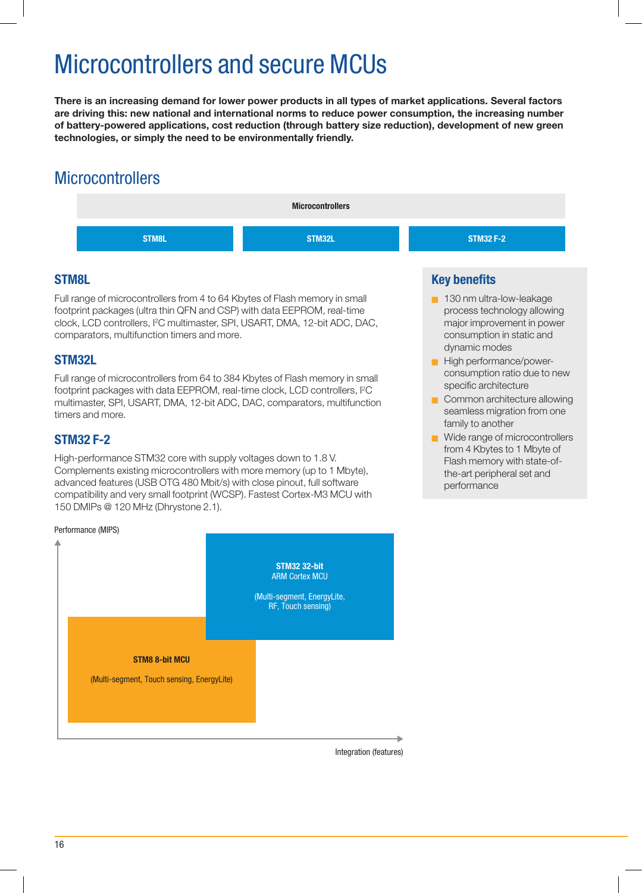# Microcontrollers and secure MCUs

**There is an increasing demand for lower power products in all types of market applications. Several factors are driving this: new national and international norms to reduce power consumption, the increasing number of battery-powered applications, cost reduction (through battery size reduction), development of new green technologies, or simply the need to be environmentally friendly.**

## Microcontrollers

Microcontrollers

STM8L

STM32L

STM32 F-2

### STM8L

Full range of microcontrollers from 4 to 64 Kbytes of Flash memory in small footprint packages (ultra thin QFN and CSP) with data EEPROM, real-time clock, LCD controllers, I²C multimaster, SPI, USART, DMA, 12-bit ADC, DAC, comparators, multifunction timers and more.

### STM32L

Full range of microcontrollers from 64 to 384 Kbytes of Flash memory in small footprint packages with data EEPROM, real-time clock, LCD controllers, I²C multimaster, SPI, USART, DMA, 12-bit ADC, DAC, comparators, multifunction timers and more.

### STM32 F-2

High-performance STM32 core with supply voltages down to 1.8 V. Complements existing microcontrollers with more memory (up to 1 Mbyte), advanced features (USB OTG 480 Mbit/s) with close pinout, full software compatibility and very small footprint (WCSP). Fastest Cortex-M3 MCU with 150 DMIPs @ 120 MHz (Dhrystone 2.1).

Performance (MIPS)

**STM32 32-bit**
ARM Cortex MCU

(Multi-segment, EnergyLite, RF, Touch sensing)

**STM8 8-bit MCU**

(Multi-segment, Touch sensing, EnergyLite)

Integration (features)

### Key benefits

- 130 nm ultra-low-leakage process technology allowing major improvement in power consumption in static and dynamic modes
- High performance/power-consumption ratio due to new specific architecture
- Common architecture allowing seamless migration from one family to another
- Wide range of microcontrollers from 4 Kbytes to 1 Mbyte of Flash memory with state-of-the-art peripheral set and performance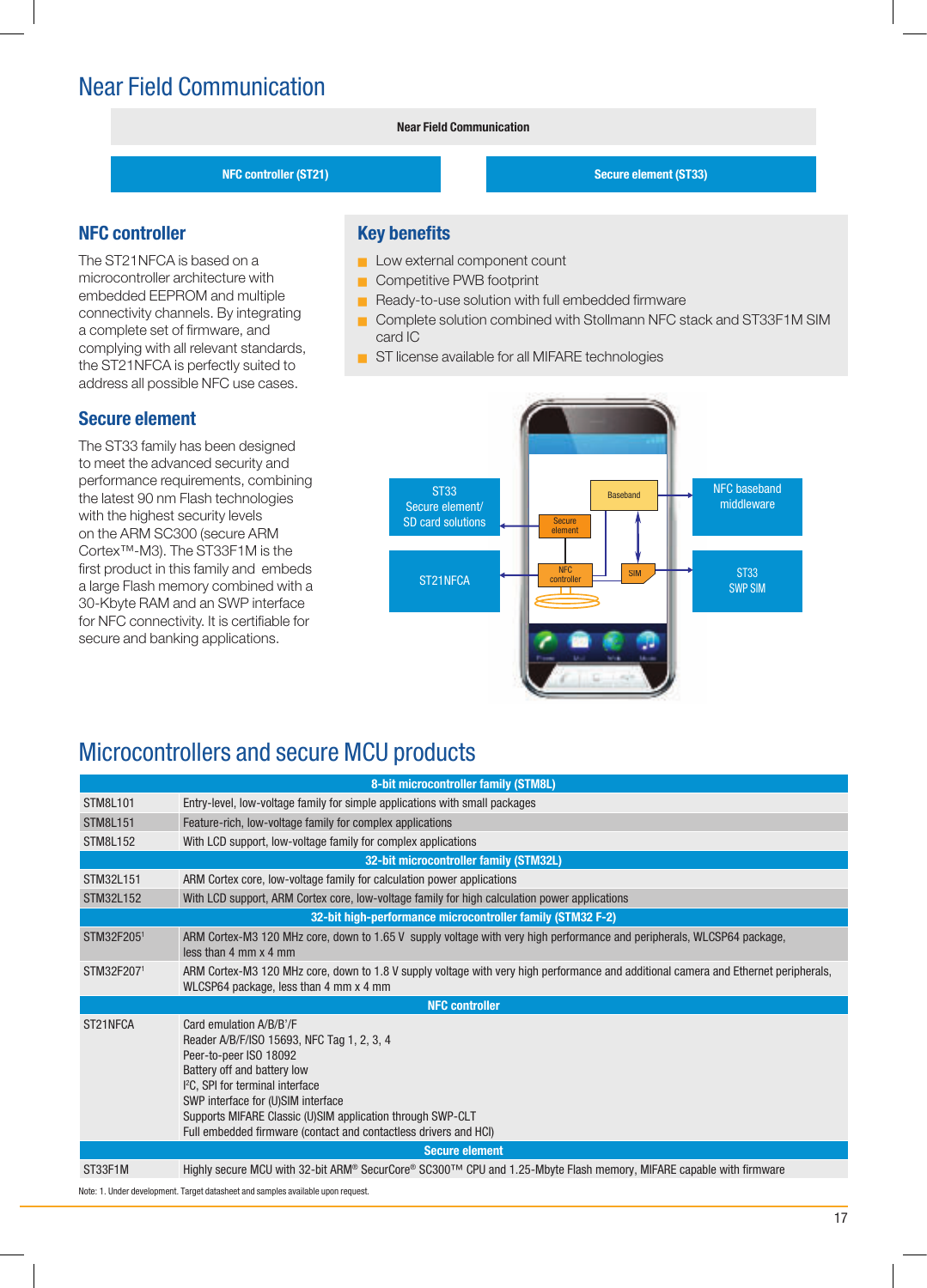# Near Field Communication

Near Field Communication

NFC controller (ST21)

Secure element (ST33)

## NFC controller

The ST21NFCA is based on a microcontroller architecture with embedded EEPROM and multiple connectivity channels. By integrating a complete set of firmware, and complying with all relevant standards, the ST21NFCA is perfectly suited to address all possible NFC use cases.

## Secure element

The ST33 family has been designed to meet the advanced security and performance requirements, combining the latest 90 nm Flash technologies with the highest security levels on the ARM SC300 (secure ARM Cortex™-M3). The ST33F1M is the first product in this family and embeds a large Flash memory combined with a 30-Kbyte RAM and an SWP interface for NFC connectivity. It is certifiable for secure and banking applications.

## Key benefits

- Low external component count
- Competitive PWB footprint
- Ready-to-use solution with full embedded firmware
- Complete solution combined with Stollmann NFC stack and ST33F1M SIM card IC
- ST license available for all MIFARE technologies

ST33 Secure element/ SD card solutions

ST21NFCA

Baseband

Secure element

NFC controller

SIM

NFC baseband middleware

ST33 SWP SIM

# Microcontrollers and secure MCU products

| | |
|---|---|
| **8-bit microcontroller family (STM8L)** | |
| STM8L101 | Entry-level, low-voltage family for simple applications with small packages |
| STM8L151 | Feature-rich, low-voltage family for complex applications |
| STM8L152 | With LCD support, low-voltage family for complex applications |
| **32-bit microcontroller family (STM32L)** | |
| STM32L151 | ARM Cortex core, low-voltage family for calculation power applications |
| STM32L152 | With LCD support, ARM Cortex core, low-voltage family for high calculation power applications |
| **32-bit high-performance microcontroller family (STM32 F-2)** | |
| STM32F205[1] | ARM Cortex-M3 120 MHz core, down to 1.65 V supply voltage with very high performance and peripherals, WLCSP64 package, less than 4 mm x 4 mm |
| STM32F207[1] | ARM Cortex-M3 120 MHz core, down to 1.8 V supply voltage with very high performance and additional camera and Ethernet peripherals, WLCSP64 package, less than 4 mm x 4 mm |
| **NFC controller** | |
| ST21NFCA | Card emulation A/B/B'/F<br>Reader A/B/F/ISO 15693, NFC Tag 1, 2, 3, 4<br>Peer-to-peer ISO 18092<br>Battery off and battery low<br>I²C, SPI for terminal interface<br>SWP interface for (U)SIM interface<br>Supports MIFARE Classic (U)SIM application through SWP-CLT<br>Full embedded firmware (contact and contactless drivers and HCI) |
| **Secure element** | |
| ST33F1M | Highly secure MCU with 32-bit ARM® SecurCore® SC300™ CPU and 1.25-Mbyte Flash memory, MIFARE capable with firmware |

Note: 1. Under development. Target datasheet and samples available upon request.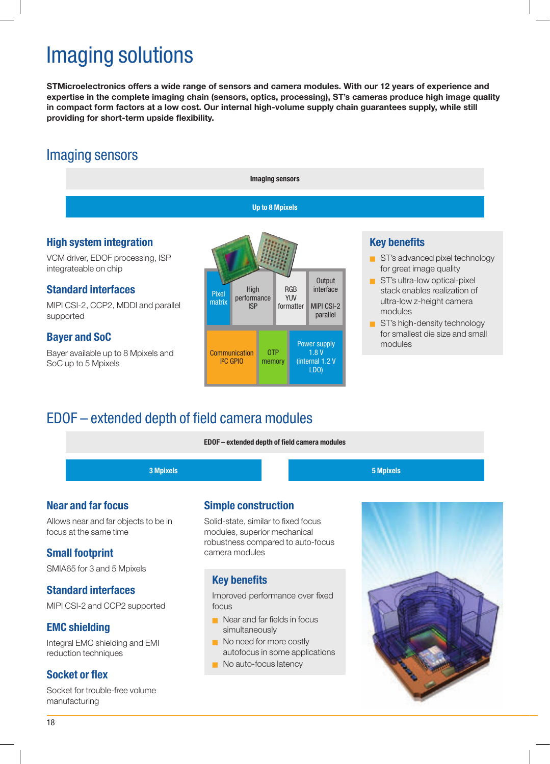# Imaging solutions

**STMicroelectronics offers a wide range of sensors and camera modules. With our 12 years of experience and expertise in the complete imaging chain (sensors, optics, processing), ST's cameras produce high image quality in compact form factors at a low cost. Our internal high-volume supply chain guarantees supply, while still providing for short-term upside flexibility.**

## Imaging sensors

**Imaging sensors**

**Up to 8 Mpixels**

### High system integration

VCM driver, EDOF processing, ISP integrateable on chip

### Standard interfaces

MIPI CSI-2, CCP2, MDDI and parallel supported

### Bayer and SoC

Bayer available up to 8 Mpixels and SoC up to 5 Mpixels

Pixel matrix

High performance ISP

RGB YUV formatter

Output interface

MIPI CSI-2 parallel

Communication I²C GPIO

OTP memory

Power supply 1.8 V (internal 1.2 V LDO)

### Key benefits

- ST's advanced pixel technology for great image quality
- ST's ultra-low optical-pixel stack enables realization of ultra-low z-height camera modules
- ST's high-density technology for smallest die size and small modules

## EDOF – extended depth of field camera modules

**EDOF – extended depth of field camera modules**

**3 Mpixels** | **5 Mpixels**

### Near and far focus

Allows near and far objects to be in focus at the same time

### Small footprint

SMIA65 for 3 and 5 Mpixels

### Standard interfaces

MIPI CSI-2 and CCP2 supported

### EMC shielding

Integral EMC shielding and EMI reduction techniques

### Socket or flex

Socket for trouble-free volume manufacturing

### Simple construction

Solid-state, similar to fixed focus modules, superior mechanical robustness compared to auto-focus camera modules

### Key benefits

Improved performance over fixed focus

- Near and far fields in focus simultaneously
- No need for more costly autofocus in some applications
- No auto-focus latency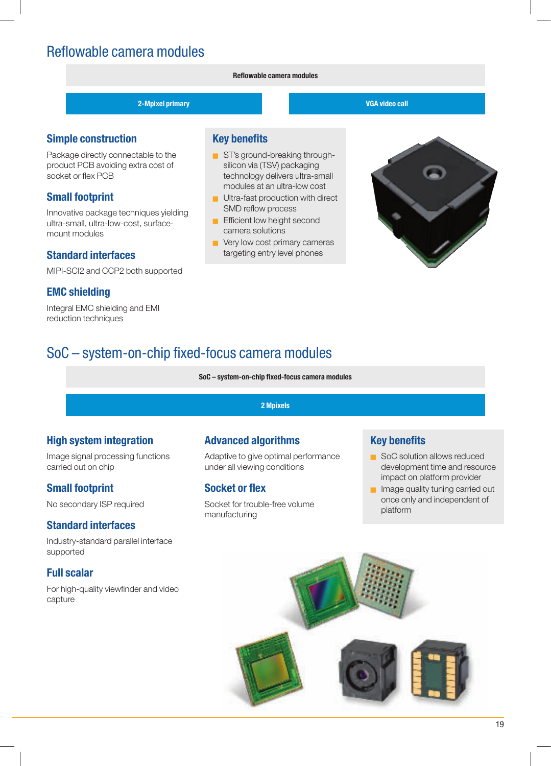# Reflowable camera modules

| Reflowable camera modules | |
|---|---|
| 2-Mpixel primary | VGA video call |

### Simple construction

Package directly connectable to the product PCB avoiding extra cost of socket or flex PCB

### Small footprint

Innovative package techniques yielding ultra-small, ultra-low-cost, surface-mount modules

### Standard interfaces

MIPI-SCI2 and CCP2 both supported

### EMC shielding

Integral EMC shielding and EMI reduction techniques

### Key benefits

- ST's ground-breaking through-silicon via (TSV) packaging technology delivers ultra-small modules at an ultra-low cost
- Ultra-fast production with direct SMD reflow process
- Efficient low height second camera solutions
- Very low cost primary cameras targeting entry level phones

# SoC – system-on-chip fixed-focus camera modules

| SoC – system-on-chip fixed-focus camera modules |
|---|
| 2 Mpixels |

### High system integration

Image signal processing functions carried out on chip

### Small footprint

No secondary ISP required

### Standard interfaces

Industry-standard parallel interface supported

### Full scalar

For high-quality viewfinder and video capture

### Advanced algorithms

Adaptive to give optimal performance under all viewing conditions

### Socket or flex

Socket for trouble-free volume manufacturing

### Key benefits

- SoC solution allows reduced development time and resource impact on platform provider
- Image quality tuning carried out once only and independent of platform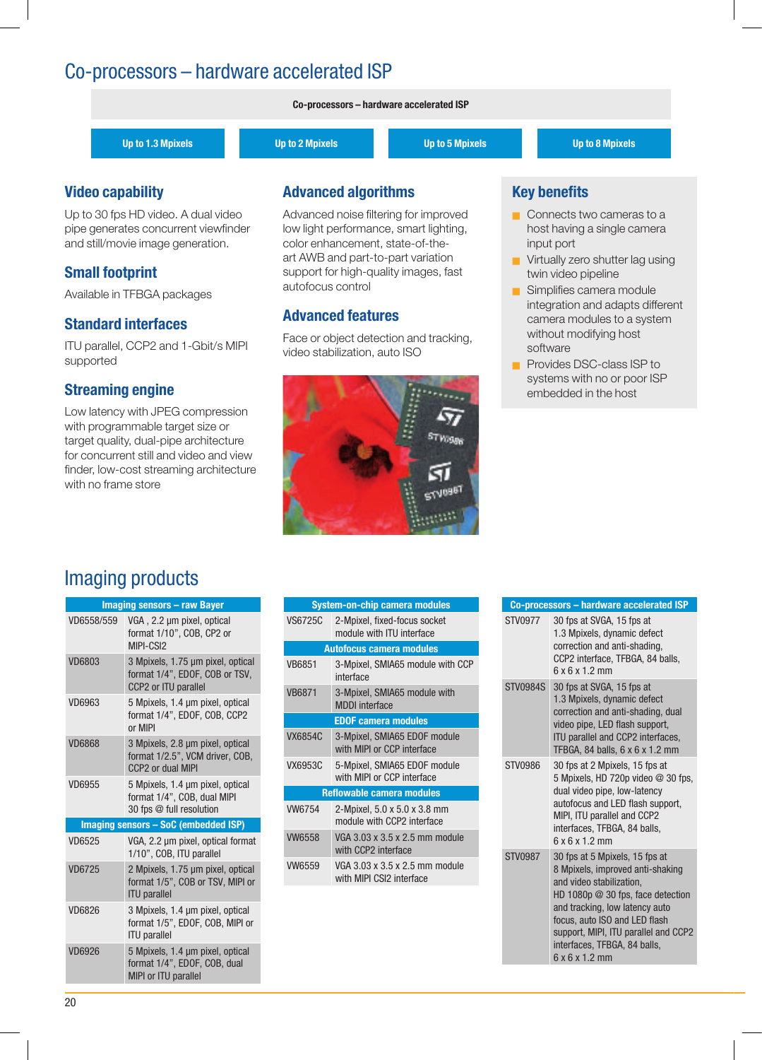# Co-processors – hardware accelerated ISP

**Co-processors – hardware accelerated ISP**

| Up to 1.3 Mpixels | Up to 2 Mpixels | Up to 5 Mpixels | Up to 8 Mpixels |
|---|---|---|---|

## Video capability

Up to 30 fps HD video. A dual video pipe generates concurrent viewfinder and still/movie image generation.

## Small footprint

Available in TFBGA packages

## Standard interfaces

ITU parallel, CCP2 and 1-Gbit/s MIPI supported

## Streaming engine

Low latency with JPEG compression with programmable target size or target quality, dual-pipe architecture for concurrent still and video and view finder, low-cost streaming architecture with no frame store

## Advanced algorithms

Advanced noise filtering for improved low light performance, smart lighting, color enhancement, state-of-the-art AWB and part-to-part variation support for high-quality images, fast autofocus control

## Advanced features

Face or object detection and tracking, video stabilization, auto ISO

## Key benefits

- Connects two cameras to a host having a single camera input port
- Virtually zero shutter lag using twin video pipeline
- Simplifies camera module integration and adapts different camera modules to a system without modifying host software
- Provides DSC-class ISP to systems with no or poor ISP embedded in the host

# Imaging products

| Imaging sensors – raw Bayer | |
|---|---|
| VD6558/559 | VGA , 2.2 µm pixel, optical format 1/10", COB, CP2 or MIPI-CSI2 |
| VD6803 | 3 Mpixels, 1.75 µm pixel, optical format 1/4", EDOF, COB or TSV, CCP2 or ITU parallel |
| VD6963 | 5 Mpixels, 1.4 µm pixel, optical format 1/4", EDOF, COB, CCP2 or MIPI |
| VD6868 | 3 Mpixels, 2.8 µm pixel, optical format 1/2.5", VCM driver, COB, CCP2 or dual MIPI |
| VD6955 | 5 Mpixels, 1.4 µm pixel, optical format 1/4", COB, dual MIPI 30 fps @ full resolution |
| **Imaging sensors – SoC (embedded ISP)** | |
| VD6525 | VGA, 2.2 µm pixel, optical format 1/10", COB, ITU parallel |
| VD6725 | 2 Mpixels, 1.75 µm pixel, optical format 1/5", COB or TSV, MIPI or ITU parallel |
| VD6826 | 3 Mpixels, 1.4 µm pixel, optical format 1/5", EDOF, COB, MIPI or ITU parallel |
| VD6926 | 5 Mpixels, 1.4 µm pixel, optical format 1/4", EDOF, COB, dual MIPI or ITU parallel |

| System-on-chip camera modules | |
|---|---|
| VS6725C | 2-Mpixel, fixed-focus socket module with ITU interface |
| **Autofocus camera modules** | |
| VB6851 | 3-Mpixel, SMIA65 module with CCP interface |
| VB6871 | 3-Mpixel, SMIA65 module with MDDI interface |
| **EDOF camera modules** | |
| VX6854C | 3-Mpixel, SMIA65 EDOF module with MIPI or CCP interface |
| VX6953C | 5-Mpixel, SMIA65 EDOF module with MIPI or CCP interface |
| **Reflowable camera modules** | |
| VW6754 | 2-Mpixel, 5.0 x 5.0 x 3.8 mm module with CCP2 interface |
| VW6558 | VGA 3.03 x 3.5 x 2.5 mm module with CCP2 interface |
| VW6559 | VGA 3.03 x 3.5 x 2.5 mm module with MIPI CSI2 interface |

| Co-processors – hardware accelerated ISP | |
|---|---|
| STV0977 | 30 fps at SVGA, 15 fps at 1.3 Mpixels, dynamic defect correction and anti-shading, CCP2 interface, TFBGA, 84 balls, 6 x 6 x 1.2 mm |
| STV0984S | 30 fps at SVGA, 15 fps at 1.3 Mpixels, dynamic defect correction and anti-shading, dual video pipe, LED flash support, ITU parallel and CCP2 interfaces, TFBGA, 84 balls, 6 x 6 x 1.2 mm |
| STV0986 | 30 fps at 2 Mpixels, 15 fps at 5 Mpixels, HD 720p video @ 30 fps, dual video pipe, low-latency autofocus and LED flash support, MIPI, ITU parallel and CCP2 interfaces, TFBGA, 84 balls, 6 x 6 x 1.2 mm |
| STV0987 | 30 fps at 5 Mpixels, 15 fps at 8 Mpixels, improved anti-shaking and video stabilization, HD 1080p @ 30 fps, face detection and tracking, low latency auto focus, auto ISO and LED flash support, MIPI, ITU parallel and CCP2 interfaces, TFBGA, 84 balls, 6 x 6 x 1.2 mm |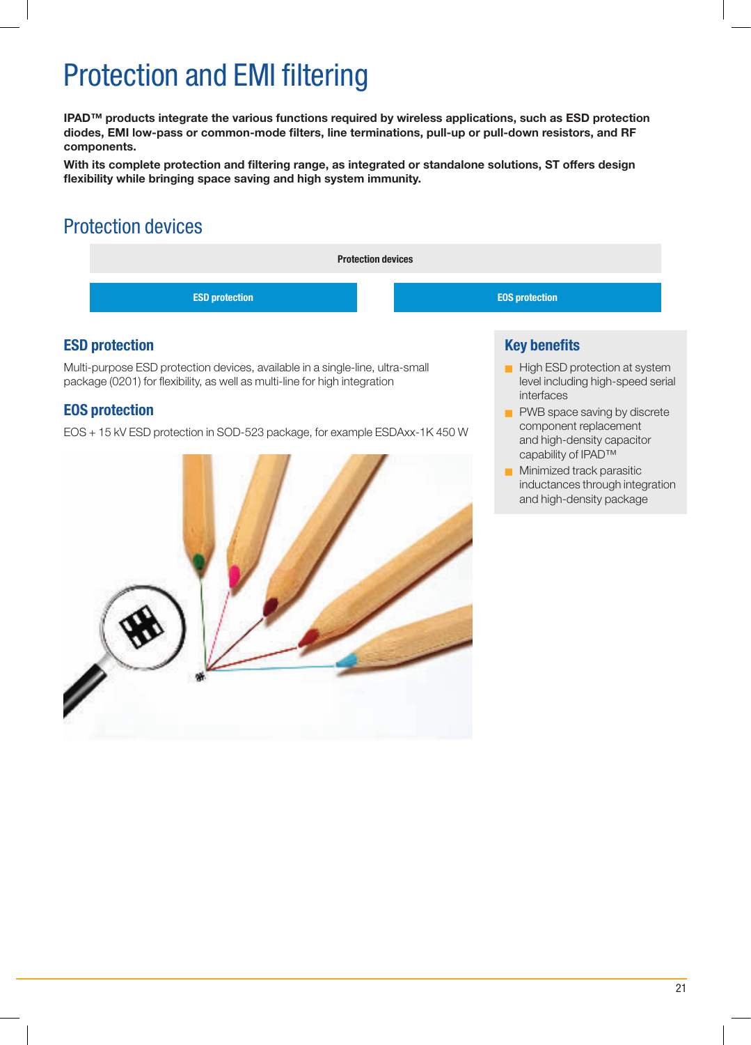# Protection and EMI filtering

**IPAD™ products integrate the various functions required by wireless applications, such as ESD protection diodes, EMI low-pass or common-mode filters, line terminations, pull-up or pull-down resistors, and RF components.**

**With its complete protection and filtering range, as integrated or standalone solutions, ST offers design flexibility while bringing space saving and high system immunity.**

## Protection devices

Protection devices

ESD protection

EOS protection

### ESD protection

Multi-purpose ESD protection devices, available in a single-line, ultra-small package (0201) for flexibility, as well as multi-line for high integration

### EOS protection

EOS + 15 kV ESD protection in SOD-523 package, for example ESDAxx-1K 450 W

### Key benefits

- High ESD protection at system level including high-speed serial interfaces
- PWB space saving by discrete component replacement and high-density capacitor capability of IPAD™
- Minimized track parasitic inductances through integration and high-density package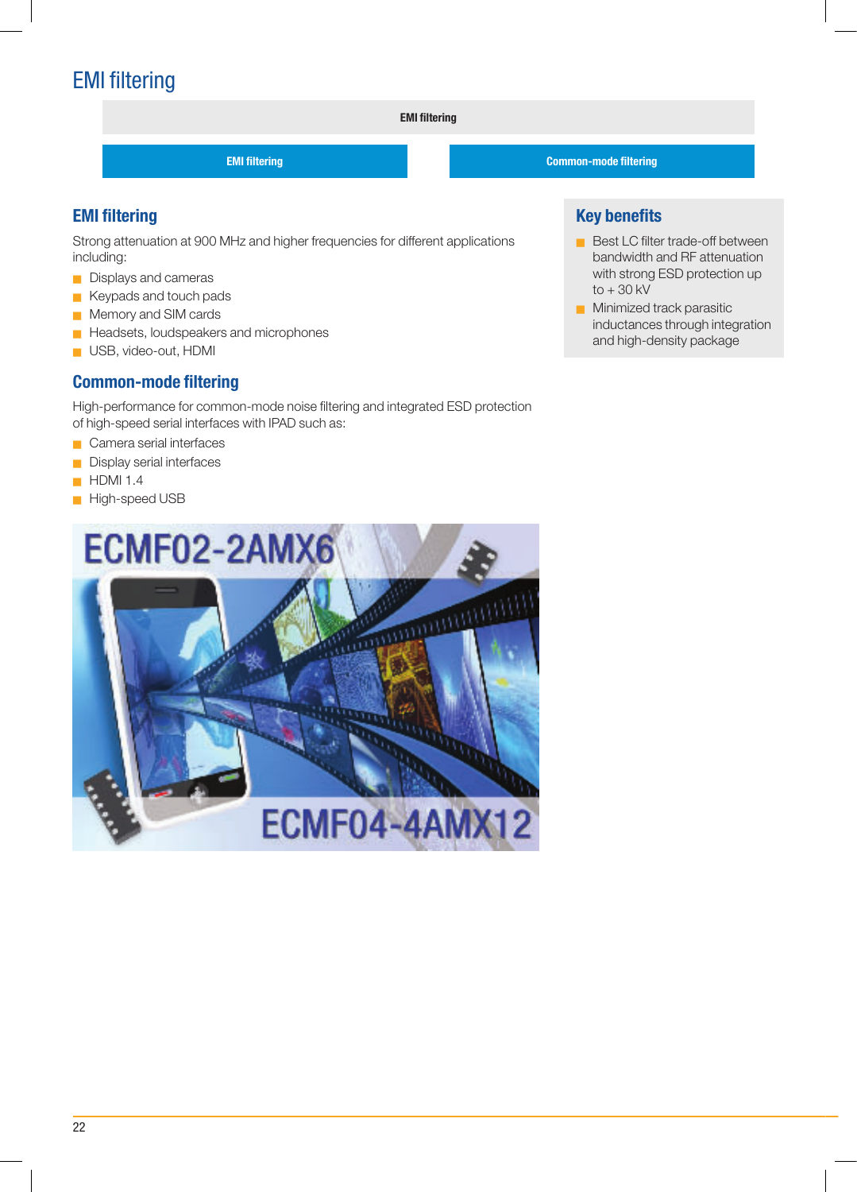# EMI filtering

EMI filtering

EMI filtering | Common-mode filtering

## EMI filtering

Strong attenuation at 900 MHz and higher frequencies for different applications including:

- Displays and cameras
- Keypads and touch pads
- Memory and SIM cards
- Headsets, loudspeakers and microphones
- USB, video-out, HDMI

## Common-mode filtering

High-performance for common-mode noise filtering and integrated ESD protection of high-speed serial interfaces with IPAD such as:

- Camera serial interfaces
- Display serial interfaces
- HDMI 1.4
- High-speed USB

ECMF02-2AMX6

ECMF04-4AMX12

## Key benefits

- Best LC filter trade-off between bandwidth and RF attenuation with strong ESD protection up to + 30 kV
- Minimized track parasitic inductances through integration and high-density package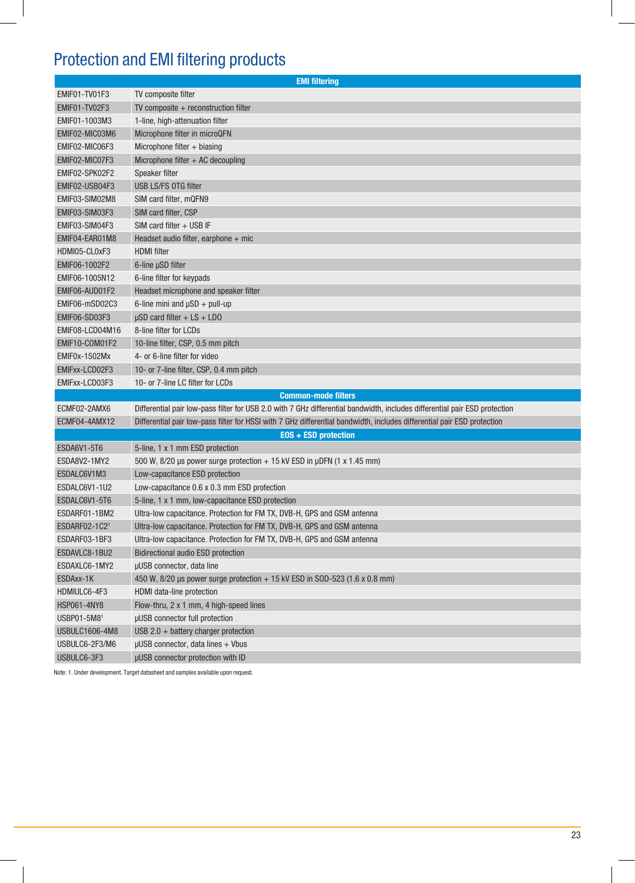# Protection and EMI filtering products

| | |
|---|---|
| **EMI filtering** | |
| EMIF01-TV01F3 | TV composite filter |
| EMIF01-TV02F3 | TV composite + reconstruction filter |
| EMIF01-1003M3 | 1-line, high-attenuation filter |
| EMIF02-MIC03M6 | Microphone filter in microQFN |
| EMIF02-MIC06F3 | Microphone filter + biasing |
| EMIF02-MIC07F3 | Microphone filter + AC decoupling |
| EMIF02-SPK02F2 | Speaker filter |
| EMIF02-USB04F3 | USB LS/FS OTG filter |
| EMIF03-SIM02M8 | SIM card filter, mQFN9 |
| EMIF03-SIM03F3 | SIM card filter, CSP |
| EMIF03-SIM04F3 | SIM card filter + USB IF |
| EMIF04-EAR01M8 | Headset audio filter, earphone + mic |
| HDMI05-CL0xF3 | HDMI filter |
| EMIF06-1002F2 | 6-line µSD filter |
| EMIF06-1005N12 | 6-line filter for keypads |
| EMIF06-AUD01F2 | Headset microphone and speaker filter |
| EMIF06-mSD02C3 | 6-line mini and µSD + pull-up |
| EMIF06-SD03F3 | µSD card filter + LS + LDO |
| EMIF08-LCD04M16 | 8-line filter for LCDs |
| EMIF10-COM01F2 | 10-line filter, CSP, 0.5 mm pitch |
| EMIF0x-1502Mx | 4- or 6-line filter for video |
| EMIFxx-LCD02F3 | 10- or 7-line filter, CSP, 0.4 mm pitch |
| EMIFxx-LCD03F3 | 10- or 7-line LC filter for LCDs |
| **Common-mode filters** | |
| ECMF02-2AMX6 | Differential pair low-pass filter for USB 2.0 with 7 GHz differential bandwidth, includes differential pair ESD protection |
| ECMF04-4AMX12 | Differential pair low-pass filter for HSSI with 7 GHz differential bandwidth, includes differential pair ESD protection |
| **EOS + ESD protection** | |
| ESDA6V1-5T6 | 5-line, 1 x 1 mm ESD protection |
| ESDA8V2-1MY2 | 500 W, 8/20 µs power surge protection + 15 kV ESD in µDFN (1 x 1.45 mm) |
| ESDALC6V1M3 | Low-capacitance ESD protection |
| ESDALC6V1-1U2 | Low-capacitance 0.6 x 0.3 mm ESD protection |
| ESDALC6V1-5T6 | 5-line, 1 x 1 mm, low-capacitance ESD protection |
| ESDARF01-1BM2 | Ultra-low capacitance. Protection for FM TX, DVB-H, GPS and GSM antenna |
| ESDARF02-1C2[1] | Ultra-low capacitance. Protection for FM TX, DVB-H, GPS and GSM antenna |
| ESDARF03-1BF3 | Ultra-low capacitance. Protection for FM TX, DVB-H, GPS and GSM antenna |
| ESDAVLC8-1BU2 | Bidirectional audio ESD protection |
| ESDAXLC6-1MY2 | µUSB connector, data line |
| ESDAxx-1K | 450 W, 8/20 µs power surge protection + 15 kV ESD in SOD-523 (1.6 x 0.8 mm) |
| HDMIULC6-4F3 | HDMI data-line protection |
| HSP061-4NY8 | Flow-thru, 2 x 1 mm, 4 high-speed lines |
| USBP01-5M8[1] | µUSB connector full protection |
| USBULC1606-4M8 | USB 2.0 + battery charger protection |
| USBULC6-2F3/M6 | µUSB connector, data lines + Vbus |
| USBULC6-3F3 | µUSB connector protection with ID |

Note: 1. Under development. Target datasheet and samples available upon request.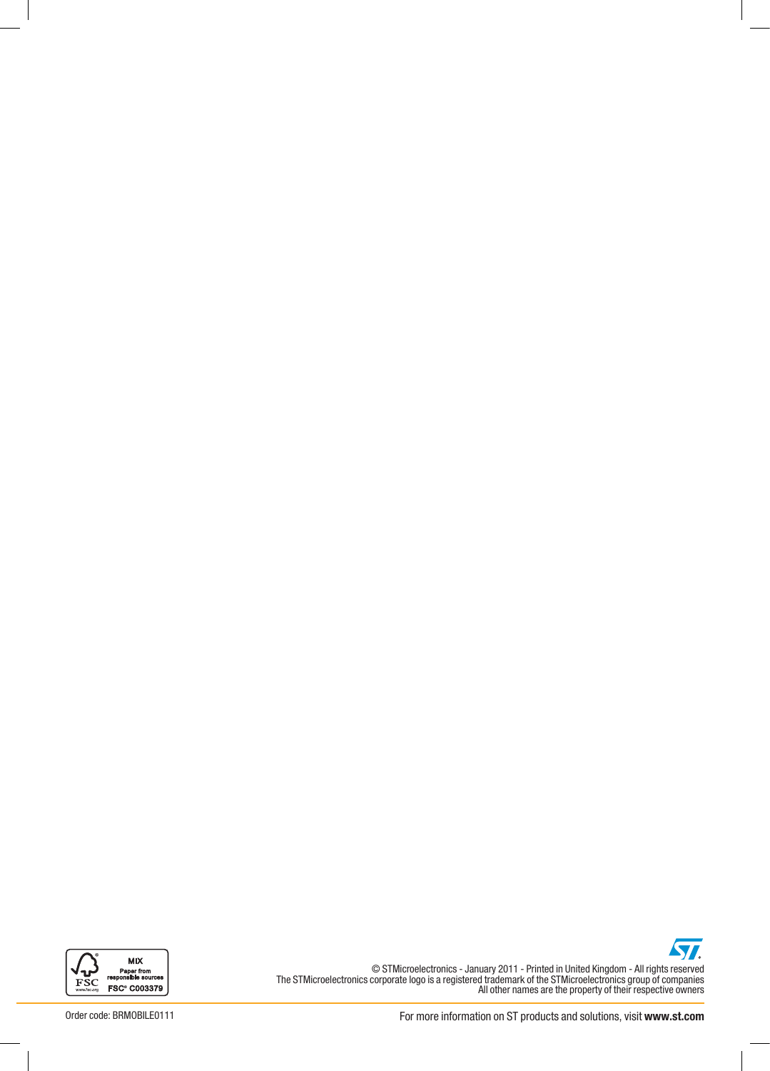MIX
Paper from responsible sources
FSC® C003379

© STMicroelectronics - January 2011 - Printed in United Kingdom - All rights reserved
The STMicroelectronics corporate logo is a registered trademark of the STMicroelectronics group of companies
All other names are the property of their respective owners

Order code: BRMOBILE0111

For more information on ST products and solutions, visit **www.st.com**